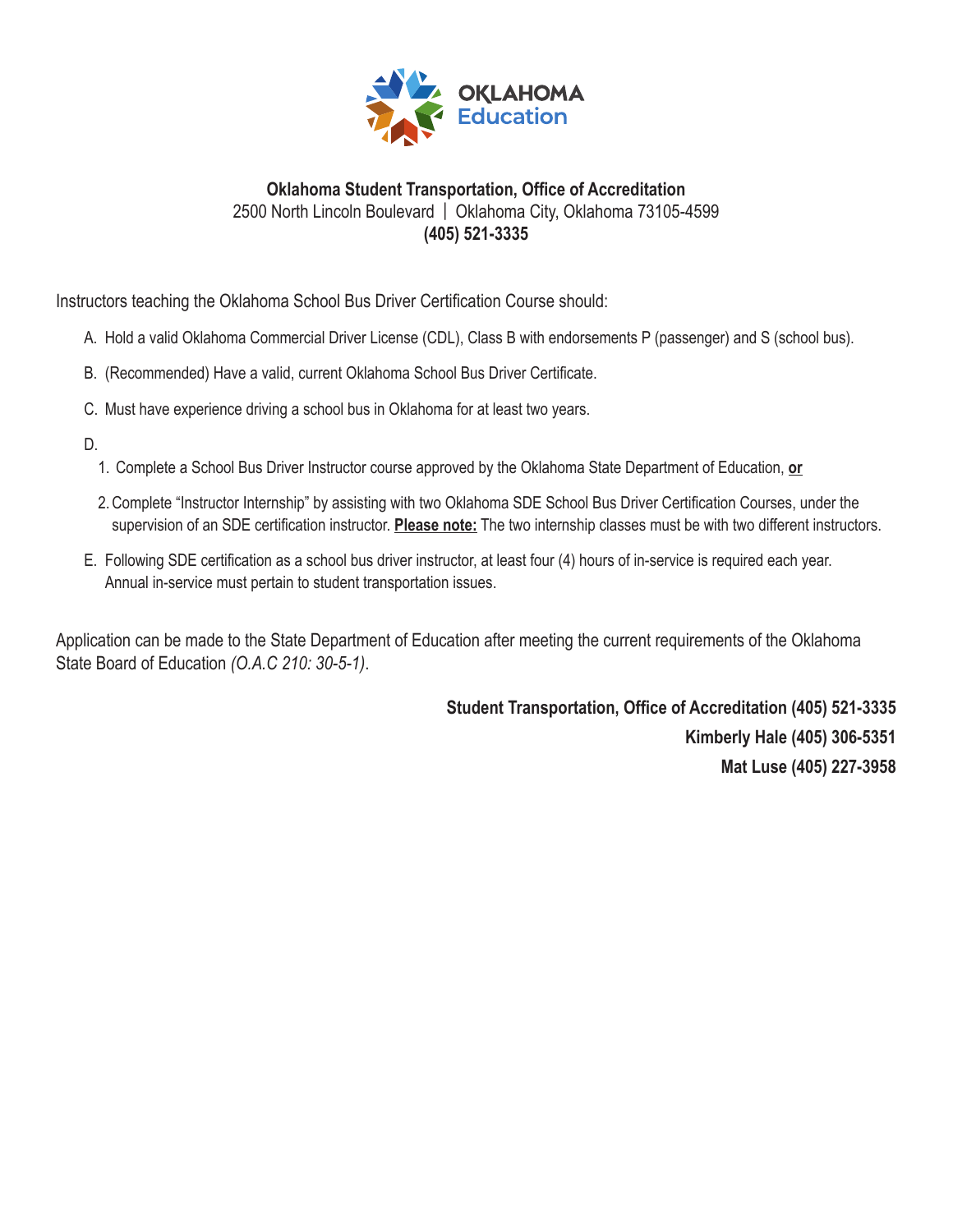OKLAHOMA
Education

**Oklahoma Student Transportation, Office of Accreditation**
2500 North Lincoln Boulevard | Oklahoma City, Oklahoma 73105-4599
**(405) 521-3335**

Instructors teaching the Oklahoma School Bus Driver Certification Course should:

A. Hold a valid Oklahoma Commercial Driver License (CDL), Class B with endorsements P (passenger) and S (school bus).

B. (Recommended) Have a valid, current Oklahoma School Bus Driver Certificate.

C. Must have experience driving a school bus in Oklahoma for at least two years.

D.

1. Complete a School Bus Driver Instructor course approved by the Oklahoma State Department of Education, **or**
2. Complete "Instructor Internship" by assisting with two Oklahoma SDE School Bus Driver Certification Courses, under the supervision of an SDE certification instructor. **Please note:** The two internship classes must be with two different instructors.

E. Following SDE certification as a school bus driver instructor, at least four (4) hours of in-service is required each year. Annual in-service must pertain to student transportation issues.

Application can be made to the State Department of Education after meeting the current requirements of the Oklahoma State Board of Education *(O.A.C 210: 30-5-1)*.

**Student Transportation, Office of Accreditation (405) 521-3335**
**Kimberly Hale (405) 306-5351**
**Mat Luse (405) 227-3958**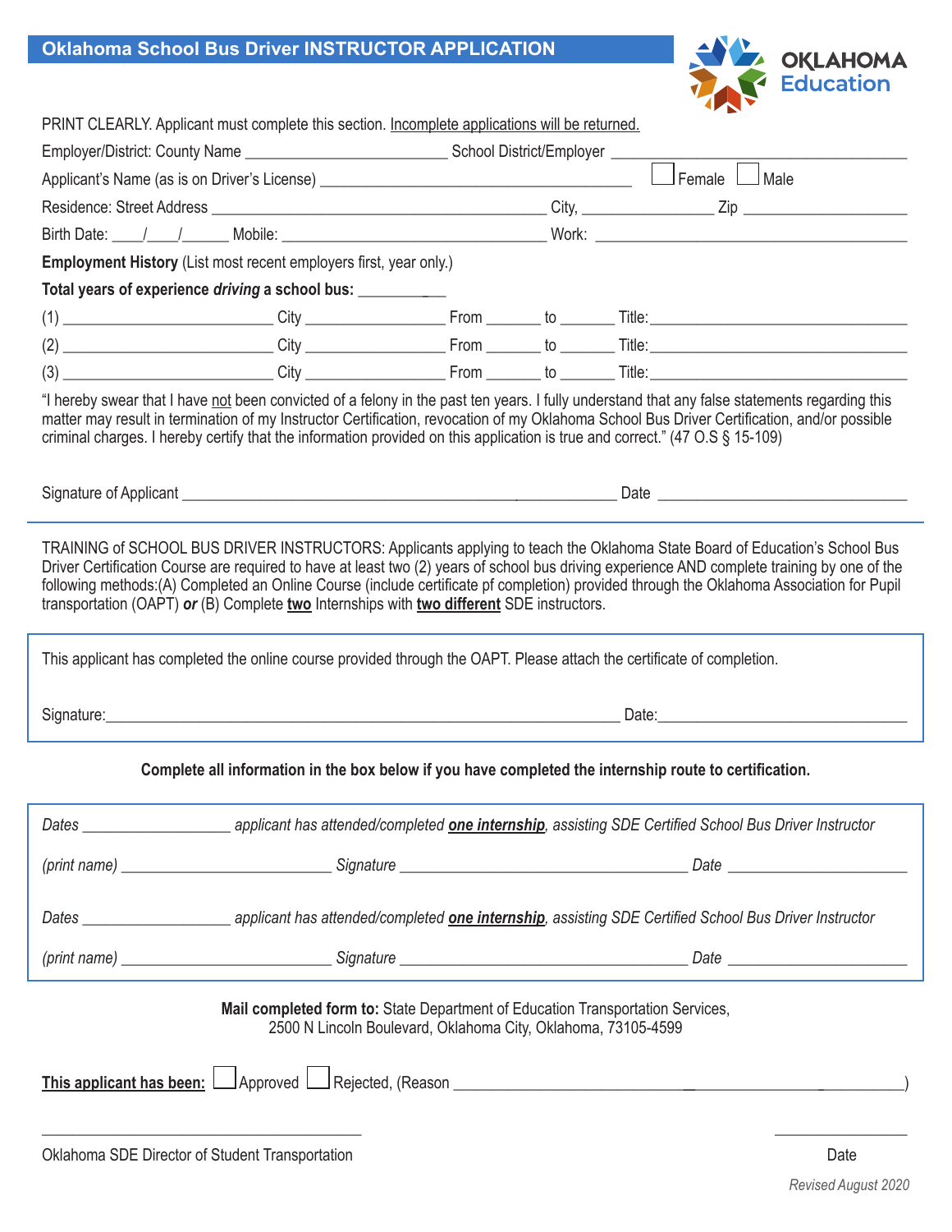# Oklahoma School Bus Driver INSTRUCTOR APPLICATION

OKLAHOMA Education

PRINT CLEARLY. Applicant must complete this section. Incomplete applications will be returned.

Employer/District: County Name ________________________ School District/Employer ____________________________________

Applicant's Name (as is on Driver's License) ______________________________________ ☐ Female ☐ Male

Residence: Street Address ________________________________________ City, ________________ Zip ____________________

Birth Date: ____/____/______ Mobile: ________________________________ Work: ______________________________________

**Employment History** (List most recent employers first, year only.)

**Total years of experience *driving* a school bus:** ___________

(1) _________________________ City ________________ From _______ to _______ Title: ______________________________

(2) _________________________ City ________________ From _______ to _______ Title: ______________________________

(3) _________________________ City ________________ From _______ to _______ Title: ______________________________

"I hereby swear that I have not been convicted of a felony in the past ten years. I fully understand that any false statements regarding this matter may result in termination of my Instructor Certification, revocation of my Oklahoma School Bus Driver Certification, and/or possible criminal charges. I hereby certify that the information provided on this application is true and correct." (47 O.S § 15-109)

Signature of Applicant __________________________________________________ Date ______________________________

TRAINING of SCHOOL BUS DRIVER INSTRUCTORS: Applicants applying to teach the Oklahoma State Board of Education's School Bus Driver Certification Course are required to have at least two (2) years of school bus driving experience AND complete training by one of the following methods:(A) Completed an Online Course (include certificate pf completion) provided through the Oklahoma Association for Pupil transportation (OAPT) ***or*** (B) Complete **two** Internships with **two different** SDE instructors.

This applicant has completed the online course provided through the OAPT. Please attach the certificate of completion.

Signature: ______________________________________________________________ Date: ______________________________

**Complete all information in the box below if you have completed the internship route to certification.**

*Dates* __________________ *applicant has attended/completed* ***one internship****, assisting SDE Certified School Bus Driver Instructor*

*(print name)* _________________________ *Signature* ___________________________________ *Date* ______________________

*Dates* __________________ *applicant has attended/completed* ***one internship****, assisting SDE Certified School Bus Driver Instructor*

*(print name)* _________________________ *Signature* ___________________________________ *Date* ______________________

**Mail completed form to:** State Department of Education Transportation Services,
2500 N Lincoln Boulevard, Oklahoma City, Oklahoma, 73105-4599

**This applicant has been:** ☐ Approved ☐ Rejected, (Reason ________________________________________________________)

______________________________________ ______________

Oklahoma SDE Director of Student Transportation Date

*Revised August 2020*